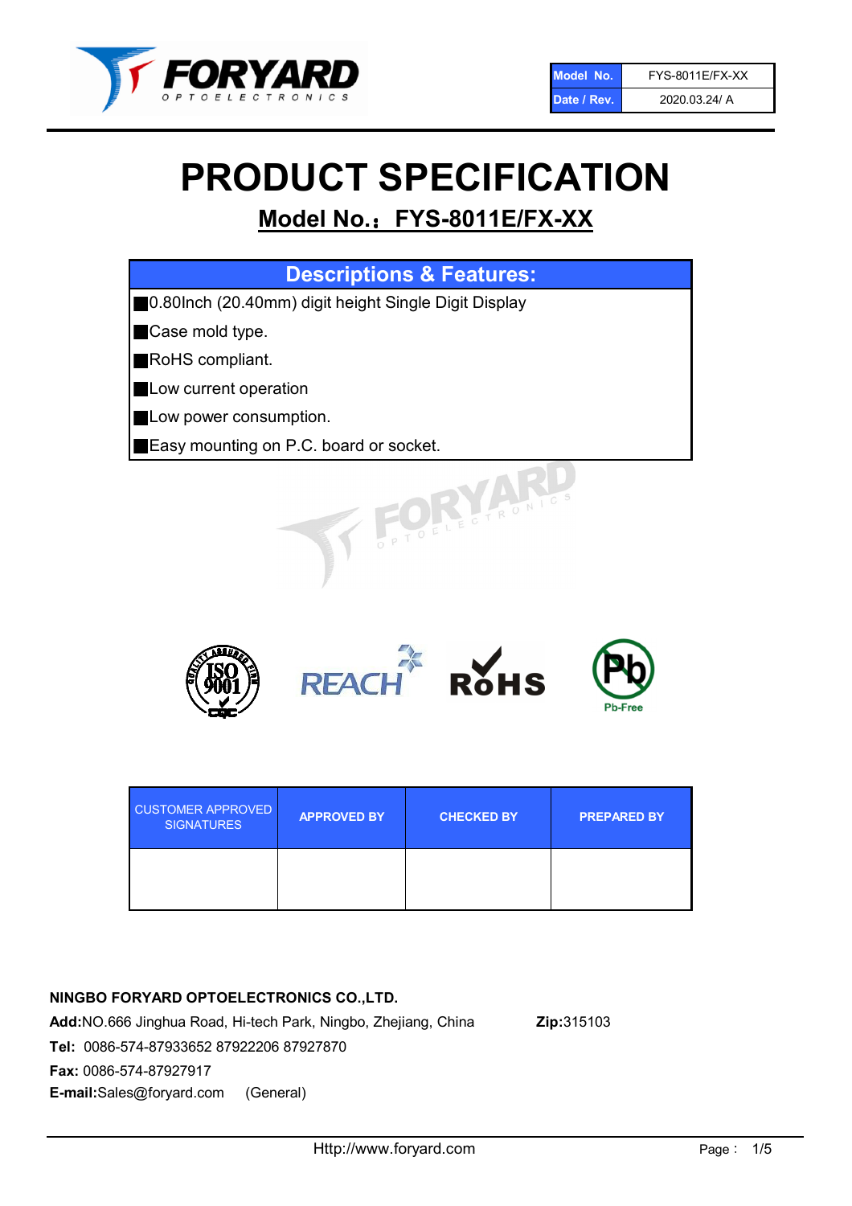| Model No. | FYS-8011E/FX-XX |
| --- | --- |
| Date / Rev. | 2020.03.24/ A |

# PRODUCT SPECIFICATION

## Model No.: FYS-8011E/FX-XX

### Descriptions & Features:

- 0.80Inch (20.40mm) digit height Single Digit Display
- Case mold type.
- RoHS compliant.
- Low current operation
- Low power consumption.
- Easy mounting on P.C. board or socket.

| CUSTOMER APPROVED SIGNATURES | APPROVED BY | CHECKED BY | PREPARED BY |
| --- | --- | --- | --- |
| | | | |

**NINGBO FORYARD OPTOELECTRONICS CO.,LTD.**

**Add:**NO.666 Jinghua Road, Hi-tech Park, Ningbo, Zhejiang, China **Zip:**315103

**Tel:** 0086-574-87933652 87922206 87927870

**Fax:** 0086-574-87927917

**E-mail:**Sales@foryard.com (General)

Http://www.foryard.com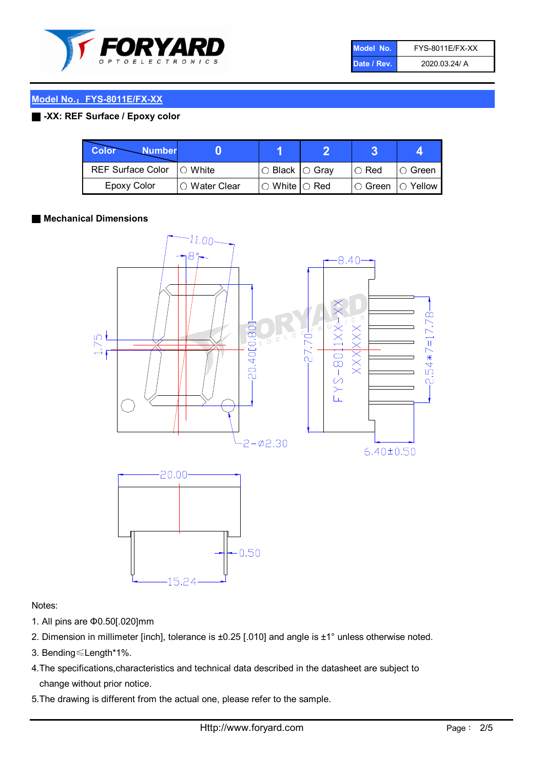| Model No. | FYS-8011E/FX-XX |
|---|---|
| Date / Rev. | 2020.03.24/ A |

## Model No.：FYS-8011E/FX-XX

### -XX: REF Surface / Epoxy color

| Color \ Number | 0 | 1 | 2 | 3 | 4 |
|---|---|---|---|---|---|
| REF Surface Color | ○ White | ○ Black | ○ Gray | ○ Red | ○ Green |
| Epoxy Color | ○ Water Clear | ○ White | ○ Red | ○ Green | ○ Yellow |

### Mechanical Dimensions

Notes:

1. All pins are Φ0.50[.020]mm
2. Dimension in millimeter [inch], tolerance is ±0.25 [.010] and angle is ±1° unless otherwise noted.
3. Bending≤Length*1%.
4. The specifications,characteristics and technical data described in the datasheet are subject to change without prior notice.
5. The drawing is different from the actual one, please refer to the sample.

Http://www.foryard.com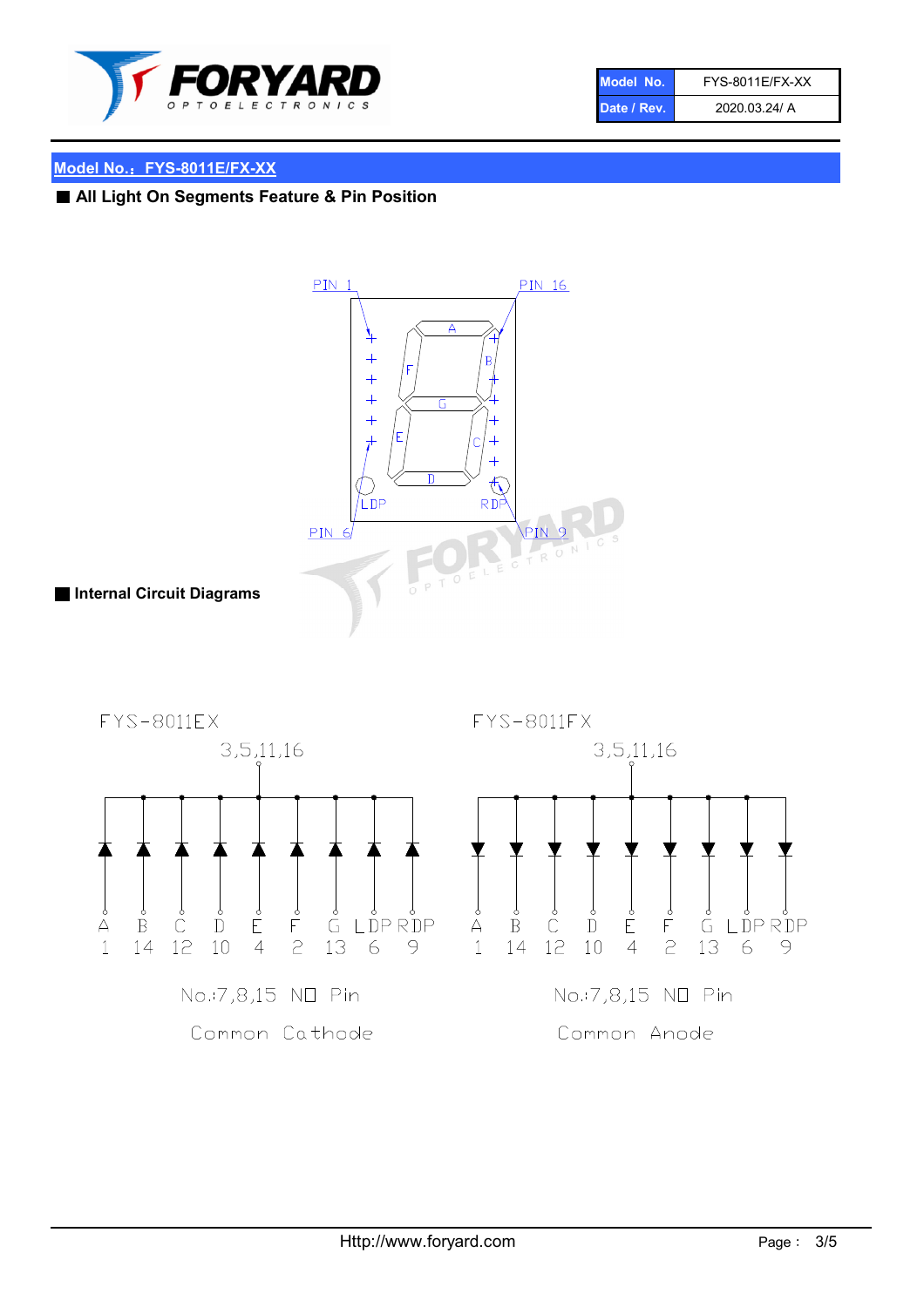## Model No.：FYS-8011E/FX-XX

### ■ All Light On Segments Feature & Pin Position

PIN 1　PIN 16

A　B　C　D　E　F　G

LDP　RDP

PIN 6　PIN 9

### ■ Internal Circuit Diagrams

**FYS-8011EX**

3,5,11,16

| A | B | C | D | E | F | G | LDP | RDP |
|---|---|---|---|---|---|---|---|---|
| 1 | 14 | 12 | 10 | 4 | 2 | 13 | 6 | 9 |

No.:7,8,15 NO Pin

Common Cathode

**FYS-8011FX**

3,5,11,16

| A | B | C | D | E | F | G | LDP | RDP |
|---|---|---|---|---|---|---|---|---|
| 1 | 14 | 12 | 10 | 4 | 2 | 13 | 6 | 9 |

No.:7,8,15 NO Pin

Common Anode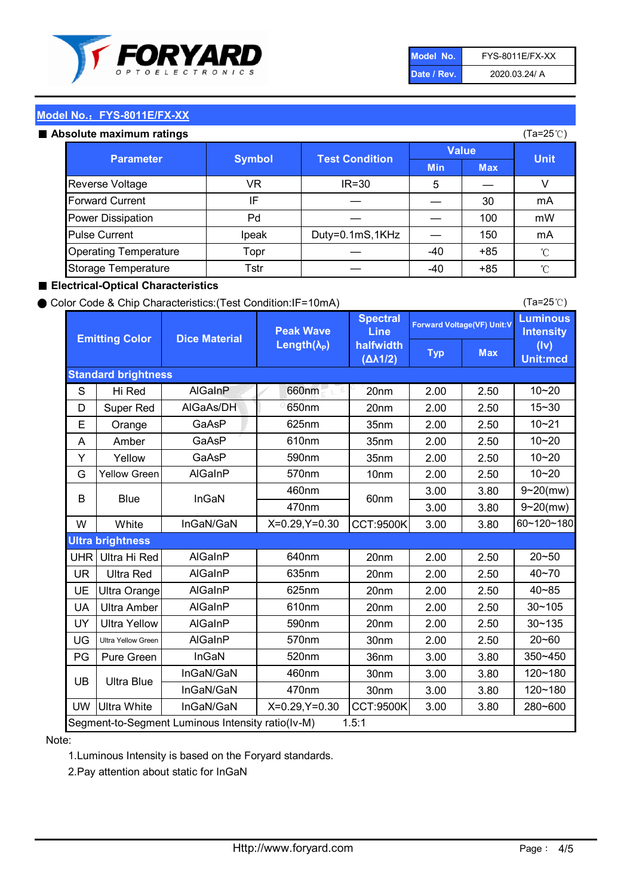| Model No. | FYS-8011E/FX-XX |
|---|---|
| Date / Rev. | 2020.03.24/ A |

## Model No.： FYS-8011E/FX-XX

### ■ Absolute maximum ratings

(Ta=25℃)

| Parameter | Symbol | Test Condition | Value | | Unit |
|---|---|---|---|---|---|
| | | | Min | Max | |
| Reverse Voltage | VR | IR=30 | 5 | — | V |
| Forward Current | IF | — | — | 30 | mA |
| Power Dissipation | Pd | — | — | 100 | mW |
| Pulse Current | Ipeak | Duty=0.1mS,1KHz | — | 150 | mA |
| Operating Temperature | Topr | — | -40 | +85 | ℃ |
| Storage Temperature | Tstr | — | -40 | +85 | ℃ |

### ■ Electrical-Optical Characteristics

● Color Code & Chip Characteristics:(Test Condition:IF=10mA)

(Ta=25℃)

| Emitting Color | | Dice Material | Peak Wave Length($\lambda_P$) | Spectral Line halfwidth ($\Delta\lambda 1/2$) | Forward Voltage(VF) Unit:V | | Luminous Intensity (Iv) Unit:mcd |
|---|---|---|---|---|---|---|---|
| | | | | | Typ | Max | |
| **Standard brightness** | | | | | | | |
| S | Hi Red | AlGaInP | 660nm | 20nm | 2.00 | 2.50 | 10~20 |
| D | Super Red | AlGaAs/DH | 650nm | 20nm | 2.00 | 2.50 | 15~30 |
| E | Orange | GaAsP | 625nm | 35nm | 2.00 | 2.50 | 10~21 |
| A | Amber | GaAsP | 610nm | 35nm | 2.00 | 2.50 | 10~20 |
| Y | Yellow | GaAsP | 590nm | 35nm | 2.00 | 2.50 | 10~20 |
| G | Yellow Green | AlGaInP | 570nm | 10nm | 2.00 | 2.50 | 10~20 |
| B | Blue | InGaN | 460nm | 60nm | 3.00 | 3.80 | 9~20(mw) |
| | | | 470nm | | 3.00 | 3.80 | 9~20(mw) |
| W | White | InGaN/GaN | X=0.29,Y=0.30 | CCT:9500K | 3.00 | 3.80 | 60~120~180 |
| **Ultra brightness** | | | | | | | |
| UHR | Ultra Hi Red | AlGaInP | 640nm | 20nm | 2.00 | 2.50 | 20~50 |
| UR | Ultra Red | AlGaInP | 635nm | 20nm | 2.00 | 2.50 | 40~70 |
| UE | Ultra Orange | AlGaInP | 625nm | 20nm | 2.00 | 2.50 | 40~85 |
| UA | Ultra Amber | AlGaInP | 610nm | 20nm | 2.00 | 2.50 | 30~105 |
| UY | Ultra Yellow | AlGaInP | 590nm | 20nm | 2.00 | 2.50 | 30~135 |
| UG | Ultra Yellow Green | AlGaInP | 570nm | 30nm | 2.00 | 2.50 | 20~60 |
| PG | Pure Green | InGaN | 520nm | 36nm | 3.00 | 3.80 | 350~450 |
| UB | Ultra Blue | InGaN/GaN | 460nm | 30nm | 3.00 | 3.80 | 120~180 |
| | | InGaN/GaN | 470nm | 30nm | 3.00 | 3.80 | 120~180 |
| UW | Ultra White | InGaN/GaN | X=0.29,Y=0.30 | CCT:9500K | 3.00 | 3.80 | 280~600 |
| Segment-to-Segment Luminous Intensity ratio(Iv-M) | | | | 1.5:1 | | | |

Note:

1.Luminous Intensity is based on the Foryard standards.

2.Pay attention about static for InGaN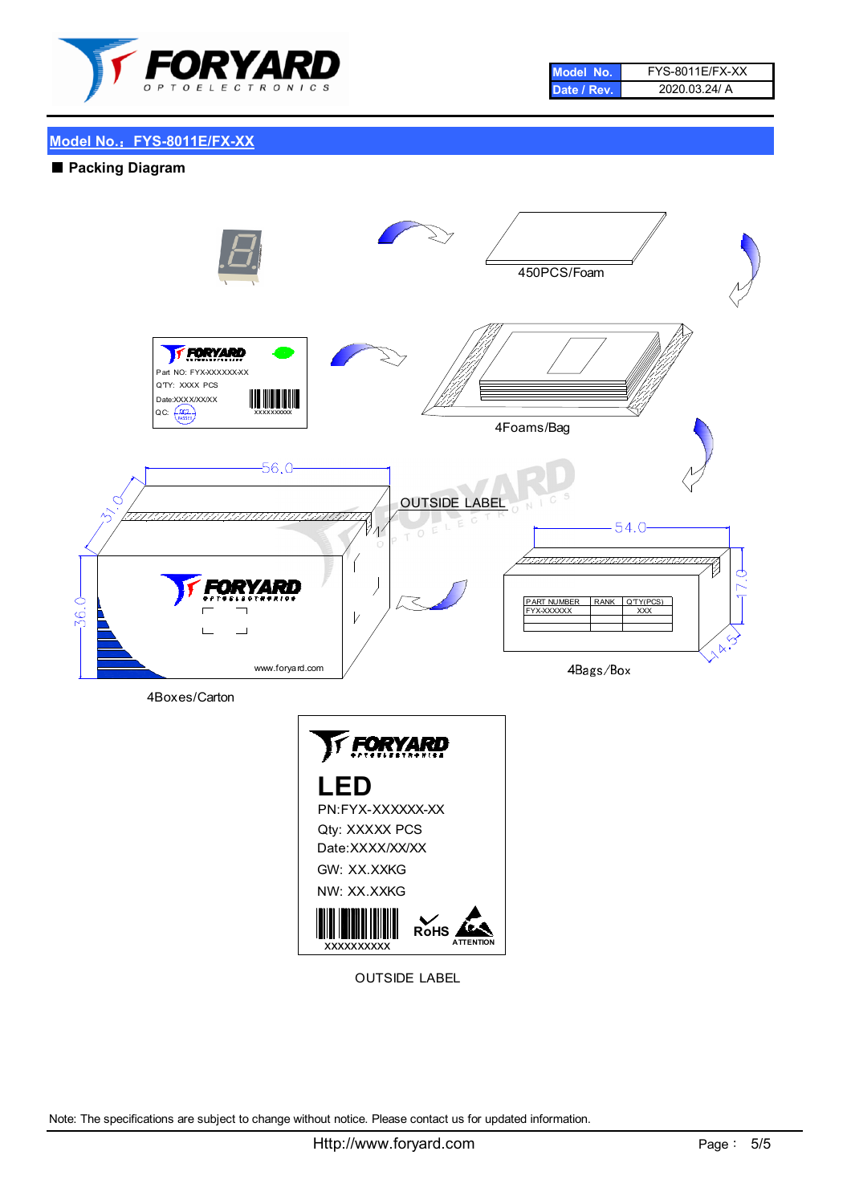| Model No. | FYS-8011E/FX-XX |
|---|---|
| Date / Rev. | 2020.03.24/ A |

## Model No.: FYS-8011E/FX-XX

### ■ Packing Diagram

450PCS/Foam

Part NO: FYX-XXXXXXX-XX
Q'TY: XXXX PCS
Date:XXXX/XXXX
QC:

4Foams/Bag

56.0

31.0

36.0

OUTSIDE LABEL

www.foryard.com

4Boxes/Carton

54.0

17.0

14.5

| PART NUMBER | RANK | Q'TY(PCS) |
|---|---|---|
| FYX-XXXXXX | | XXX |

4Bags/Box

LED
PN:FYX-XXXXXX-XX
Qty: XXXXX PCS
Date:XXXX/XX/XX
GW: XX.XXKG
NW: XX.XXKG
XXXXXXXXXX
RoHS
ATTENTION

OUTSIDE LABEL

Note: The specifications are subject to change without notice. Please contact us for updated information.

Http://www.foryard.com